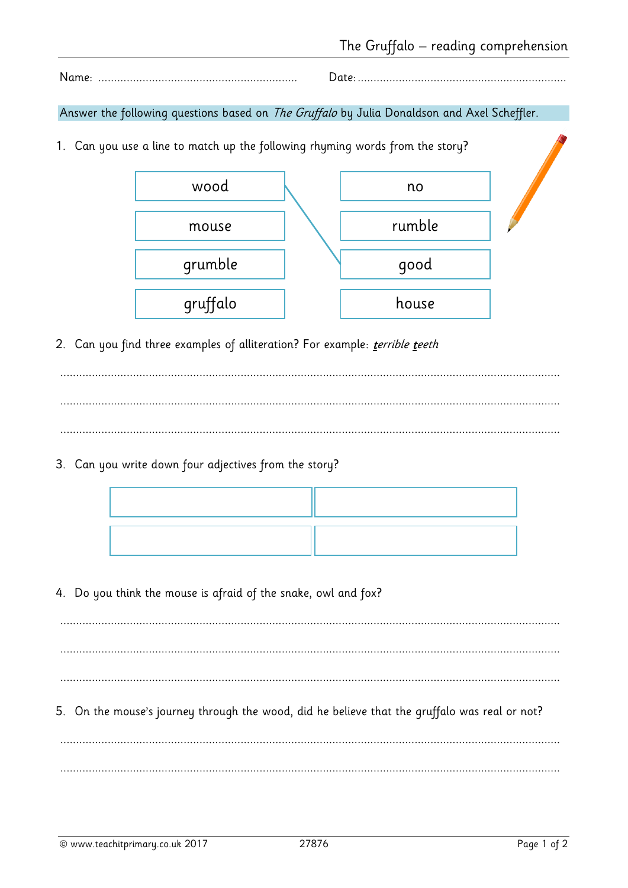# The Gruffalo – reading comprehension

Name: ................................................................ Date: ..................................................................

Answer the following questions based on *The Gruffalo* by Julia Donaldson and Axel Scheffler.

1. Can you use a line to match up the following rhyming words from the story?

| | |
|---|---|
| wood | no |
| mouse | rumble |
| grumble | good |
| gruffalo | house |

2. Can you find three examples of alliteration? For example: *terrible teeth*

..........................................................................................................................................................

..........................................................................................................................................................

..........................................................................................................................................................

3. Can you write down four adjectives from the story?

| | |
|---|---|
| | |
| | |

4. Do you think the mouse is afraid of the snake, owl and fox?

..........................................................................................................................................................

..........................................................................................................................................................

..........................................................................................................................................................

5. On the mouse's journey through the wood, did he believe that the gruffalo was real or not?

..........................................................................................................................................................

..........................................................................................................................................................

© www.teachitprimary.co.uk 2017 27876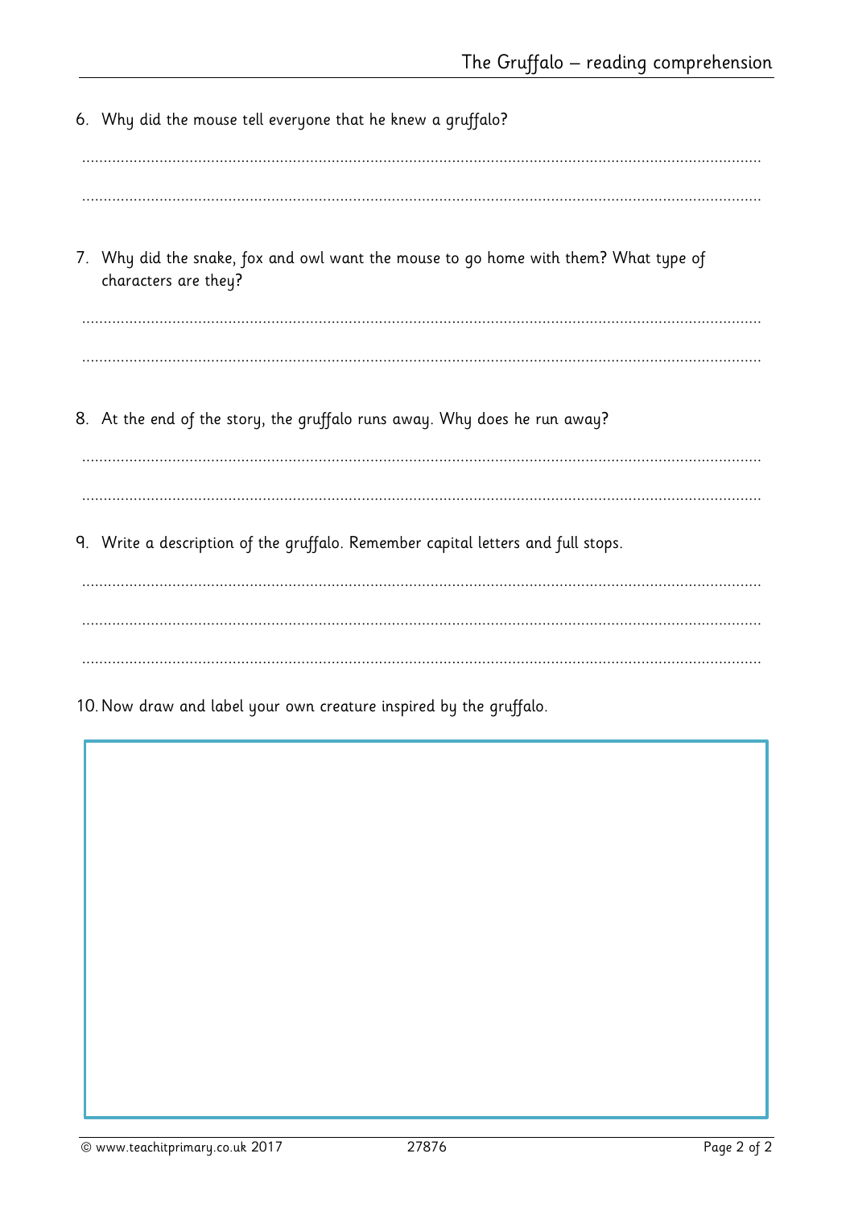6. Why did the mouse tell everyone that he knew a gruffalo?

..........................................................................................................................................................

..........................................................................................................................................................

7. Why did the snake, fox and owl want the mouse to go home with them? What type of characters are they?

..........................................................................................................................................................

..........................................................................................................................................................

8. At the end of the story, the gruffalo runs away. Why does he run away?

..........................................................................................................................................................

..........................................................................................................................................................

9. Write a description of the gruffalo. Remember capital letters and full stops.

..........................................................................................................................................................

..........................................................................................................................................................

..........................................................................................................................................................

10. Now draw and label your own creature inspired by the gruffalo.